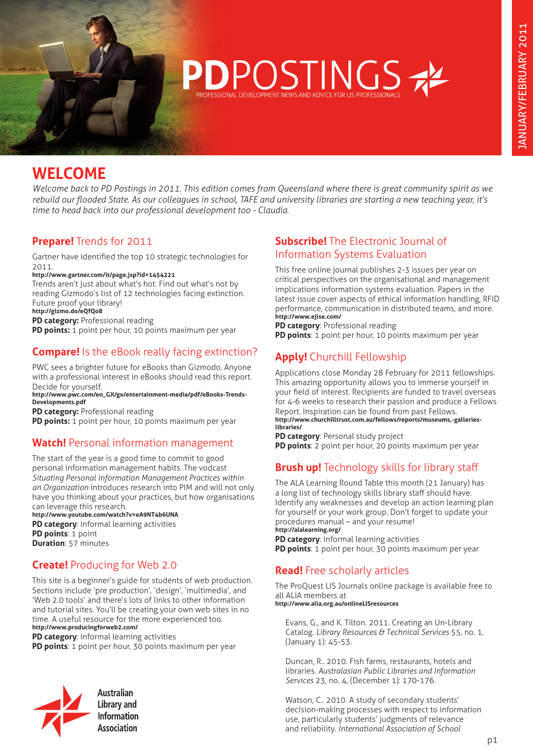# PDPOSTINGS

PROFESSIONAL DEVELOPMENT NEWS AND ADVICE FOR LIS PROFESSIONALS

JANUARY/FEBRUARY 2011

## WELCOME

*Welcome back to PD Postings in 2011. This edition comes from Queensland where there is great community spirit as we rebuild our flooded State. As our colleagues in school, TAFE and university libraries are starting a new teaching year, it's time to head back into our professional development too - Claudia.*

### Prepare! Trends for 2011

Gartner have identified the top 10 strategic technologies for 2011.
**http://www.gartner.com/it/page.jsp?id=1454221**
Trends aren't just about what's hot. Find out what's not by reading Gizmodo's list of 12 technologies facing extinction. Future proof your library!
**http://gizmo.do/eQfQo8**
**PD category:** Professional reading
**PD points:** 1 point per hour, 10 points maximum per year

### Compare! Is the eBook really facing extinction?

PWC sees a brighter future for eBooks than Gizmodo. Anyone with a professional interest in eBooks should read this report. Decide for yourself.
**http://www.pwc.com/en_GX/gx/entertainment-media/pdf/eBooks-Trends-Developments.pdf**
**PD category:** Professional reading
**PD points:** 1 point per hour, 10 points maximum per year

### Watch! Personal information management

The start of the year is a good time to commit to good personal information management habits. The vodcast *Situating Personal Information Management Practices within an Organization* introduces research into PIM and will not only have you thinking about your practices, but how organisations can leverage this research.
**http://www.youtube.com/watch?v=eA9NT4b6UNA**
**PD category**: Informal learning activities
**PD points**: 1 point
**Duration**: 57 minutes

### Create! Producing for Web 2.0

This site is a beginner's guide for students of web production. Sections include 'pre production', 'design', 'multimedia', and 'Web 2.0 tools' and there's lots of links to other information and tutorial sites. You'll be creating your own web sites in no time. A useful resource for the more experienced too.
**http://www.producingforweb2.com/**
**PD category**: Informal learning activities
**PD points**: 1 point per hour, 30 points maximum per year

Australian Library and Information Association

### Subscribe! The Electronic Journal of Information Systems Evaluation

This free online journal publishes 2-3 issues per year on critical perspectives on the organisational and management implications information systems evaluation. Papers in the latest issue cover aspects of ethical information handling, RFID performance, communication in distributed teams, and more.
**http://www.ejise.com/**
**PD category**: Professional reading
**PD points**: 1 point per hour, 10 points maximum per year

### Apply! Churchill Fellowship

Applications close Monday 28 February for 2011 fellowships. This amazing opportunity allows you to immerse yourself in your field of interest. Recipients are funded to travel overseas for 4-6 weeks to research their passion and produce a Fellows Report. Inspiration can be found from past Fellows.
**http://www.churchilltrust.com.au/fellows/reports/museums,-galleries-libraries/**
**PD category**: Personal study project
**PD points**: 2 point per hour, 20 points maximum per year

### Brush up! Technology skills for library staff

The ALA Learning Round Table this month (21 January) has a long list of technology skills library staff should have. Identify any weaknesses and develop an action learning plan for yourself or your work group. Don't forget to update your procedures manual – and your resume!
**http://alalearning.org/**
**PD category**: Informal learning activities
**PD points**: 1 point per hour, 30 points maximum per year

### Read! Free scholarly articles

The ProQuest LIS Journals online package is available free to all ALIA members at
**http://www.alia.org.au/onlineLISresources**

Evans, G., and K. Tilton. 2011. Creating an Un-Library Catalog. *Library Resources & Technical Services* 55, no. 1, (January 1): 45-53.

Duncan, R.. 2010. Fish farms, restaurants, hotels and libraries. *Australasian Public Libraries and Information Services* 23, no. 4, (December 1): 170-176.

Watson, C.. 2010. A study of secondary students' decision-making processes with respect to information use, particularly students' judgments of relevance and reliability. *International Association of School*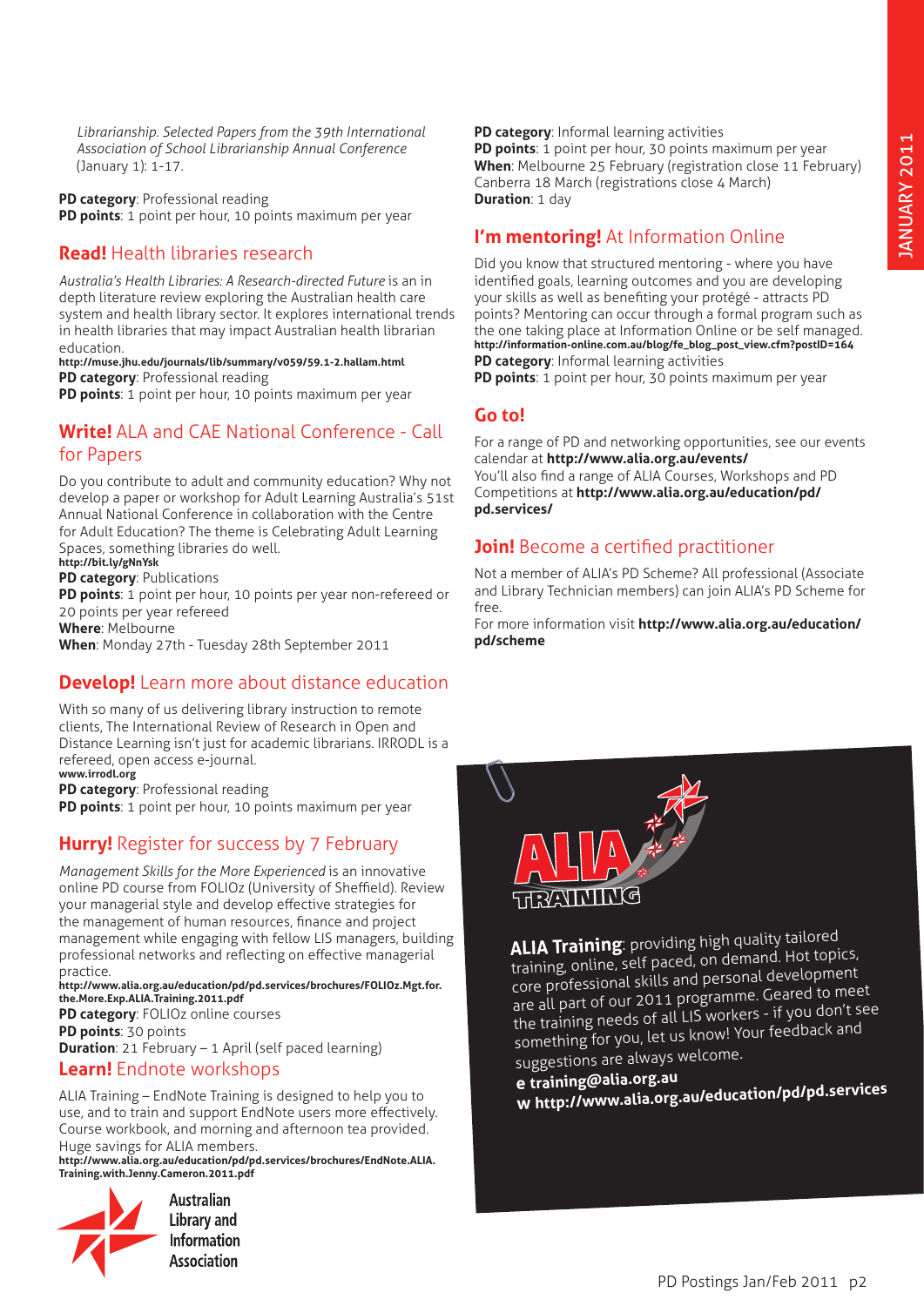*Librarianship. Selected Papers from the 39th International Association of School Librarianship Annual Conference* (January 1): 1-17.

**PD category**: Professional reading
**PD points**: 1 point per hour, 10 points maximum per year

## Read! Health libraries research

*Australia's Health Libraries: A Research-directed Future* is an in depth literature review exploring the Australian health care system and health library sector. It explores international trends in health libraries that may impact Australian health librarian education.
**http://muse.jhu.edu/journals/lib/summary/v059/59.1-2.hallam.html**
**PD category**: Professional reading
**PD points**: 1 point per hour, 10 points maximum per year

## Write! ALA and CAE National Conference - Call for Papers

Do you contribute to adult and community education? Why not develop a paper or workshop for Adult Learning Australia's 51st Annual National Conference in collaboration with the Centre for Adult Education? The theme is Celebrating Adult Learning Spaces, something libraries do well.
**http://bit.ly/gNnYsk**
**PD category**: Publications
**PD points**: 1 point per hour, 10 points per year non-refereed or 20 points per year refereed
**Where**: Melbourne
**When**: Monday 27th - Tuesday 28th September 2011

## Develop! Learn more about distance education

With so many of us delivering library instruction to remote clients, The International Review of Research in Open and Distance Learning isn't just for academic librarians. IRRODL is a refereed, open access e-journal.
**www.irrodl.org**
**PD category**: Professional reading
**PD points**: 1 point per hour, 10 points maximum per year

## Hurry! Register for success by 7 February

*Management Skills for the More Experienced* is an innovative online PD course from FOLIOz (University of Sheffield). Review your managerial style and develop effective strategies for the management of human resources, finance and project management while engaging with fellow LIS managers, building professional networks and reflecting on effective managerial practice.
**http://www.alia.org.au/education/pd/pd.services/brochures/FOLIOz.Mgt.for.the.More.Exp.ALIA.Training.2011.pdf**
**PD category**: FOLIOz online courses
**PD points**: 30 points
**Duration**: 21 February – 1 April (self paced learning)

## Learn! Endnote workshops

ALIA Training – EndNote Training is designed to help you to use, and to train and support EndNote users more effectively. Course workbook, and morning and afternoon tea provided. Huge savings for ALIA members.
**http://www.alia.org.au/education/pd/pd.services/brochures/EndNote.ALIA.Training.with.Jenny.Cameron.2011.pdf**
**PD category**: Informal learning activities
**PD points**: 1 point per hour, 30 points maximum per year
**When**: Melbourne 25 February (registration close 11 February) Canberra 18 March (registrations close 4 March)
**Duration**: 1 day

## I'm mentoring! At Information Online

Did you know that structured mentoring - where you have identified goals, learning outcomes and you are developing your skills as well as benefiting your protégé - attracts PD points? Mentoring can occur through a formal program such as the one taking place at Information Online or be self managed.
**http://information-online.com.au/blog/fe_blog_post_view.cfm?postID=164**
**PD category**: Informal learning activities
**PD points**: 1 point per hour, 30 points maximum per year

## Go to!

For a range of PD and networking opportunities, see our events calendar at **http://www.alia.org.au/events/**
You'll also find a range of ALIA Courses, Workshops and PD Competitions at **http://www.alia.org.au/education/pd/pd.services/**

## Join! Become a certified practitioner

Not a member of ALIA's PD Scheme? All professional (Associate and Library Technician members) can join ALIA's PD Scheme for free.
For more information visit **http://www.alia.org.au/education/pd/scheme**

ALIA TRAINING

**ALIA Training**: providing high quality tailored training, online, self paced, on demand. Hot topics, core professional skills and personal development are all part of our 2011 programme. Geared to meet the training needs of all LIS workers - if you don't see something for you, let us know! Your feedback and suggestions are always welcome.
**e training@alia.org.au**
**w http://www.alia.org.au/education/pd/pd.services**

Australian Library and Information Association